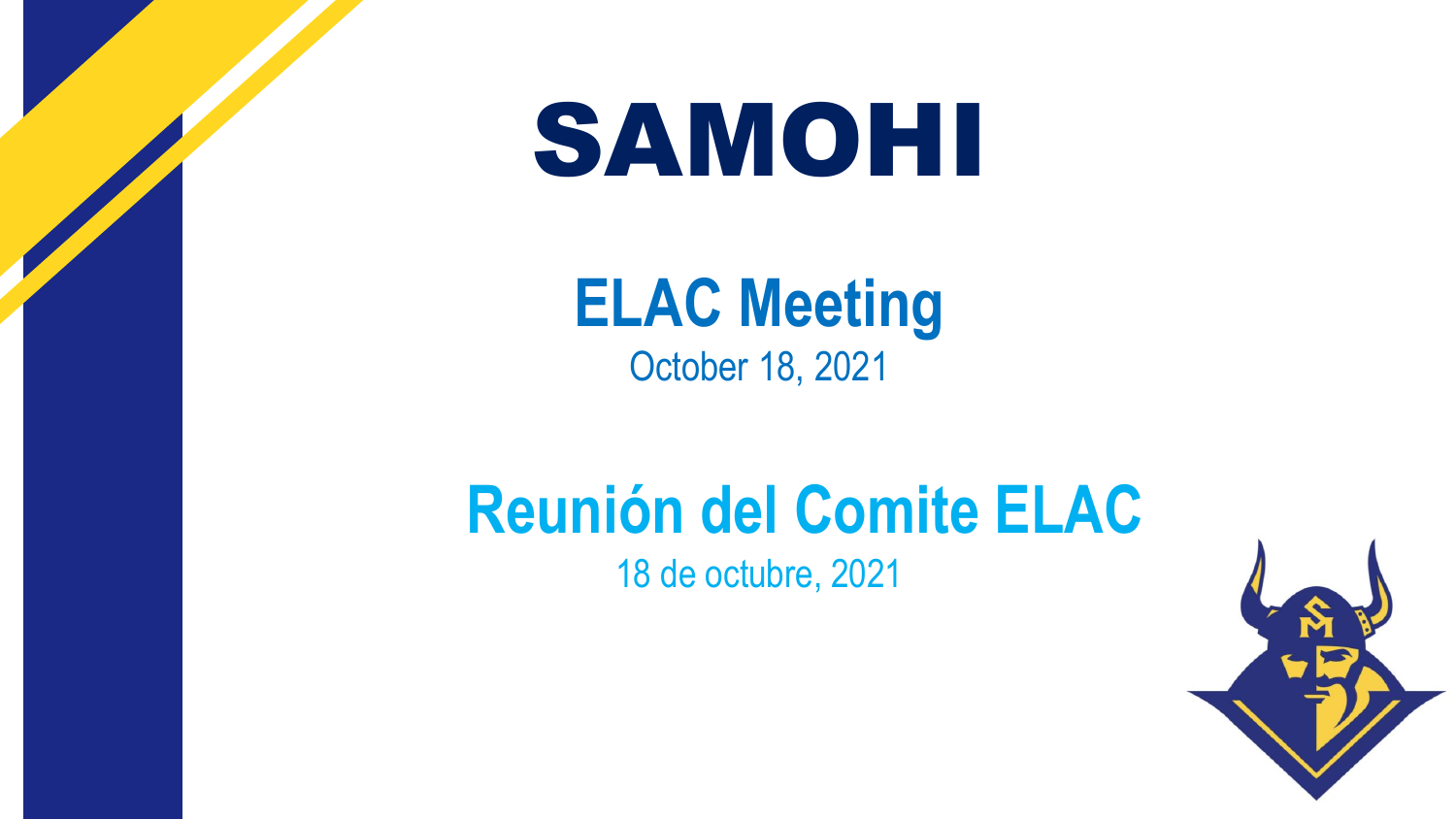# SAMOHI

## ELAC Meeting

October 18, 2021

## Reunión del Comite ELAC

18 de octubre, 2021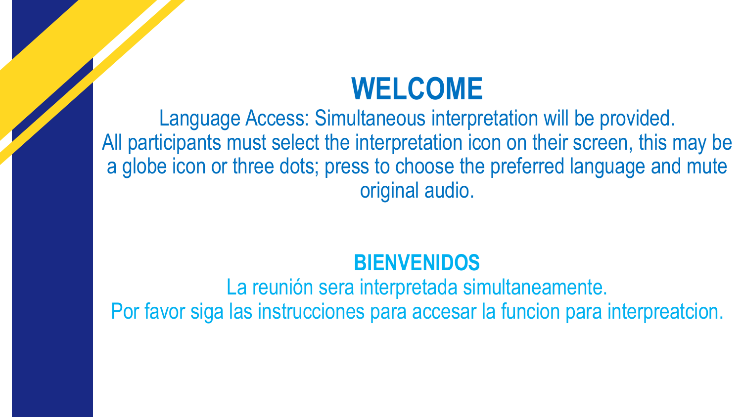# WELCOME

Language Access: Simultaneous interpretation will be provided.
All participants must select the interpretation icon on their screen, this may be a globe icon or three dots; press to choose the preferred language and mute original audio.

## BIENVENIDOS

La reunión sera interpretada simultaneamente.
Por favor siga las instrucciones para accesar la funcion para interpreatcion.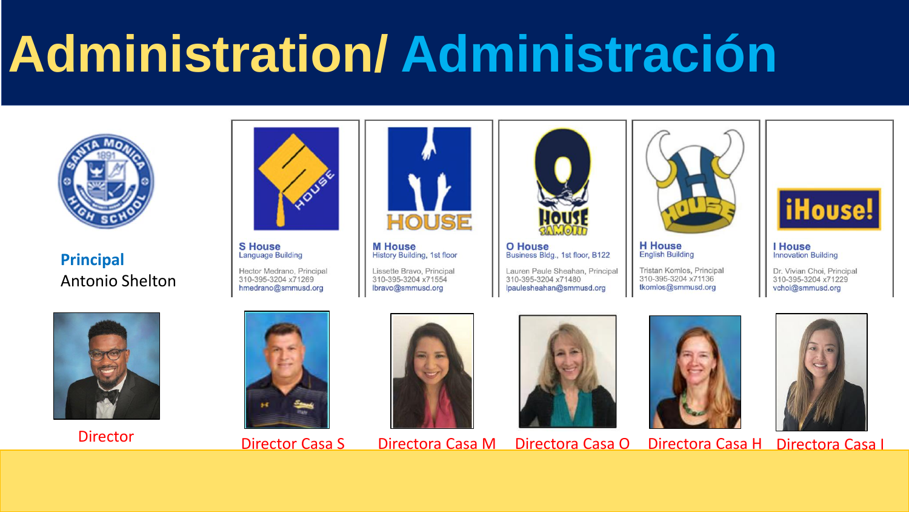# Administration/ Administración

**Principal**
Antonio Shelton

Director

**S House**
Language Building

Hector Medrano, Principal
310-395-3204 x71269
hmedrano@smmusd.org

Director Casa S

**M House**
History Building, 1st floor

Lissette Bravo, Principal
310-395-3204 x71554
lbravo@smmusd.org

Directora Casa M

**O House**
Business Bldg., 1st floor, B122

Lauren Paule Sheahan, Principal
310-395-3204 x71480
lpaulesheahan@smmusd.org

Directora Casa O

**H House**
English Building

Tristan Komlos, Principal
310-395-3204 x71136
tkomlos@smmusd.org

Directora Casa H

**I House**
Innovation Building

Dr. Vivian Choi, Principal
310-395-3204 x71229
vchoi@smmusd.org

Directora Casa I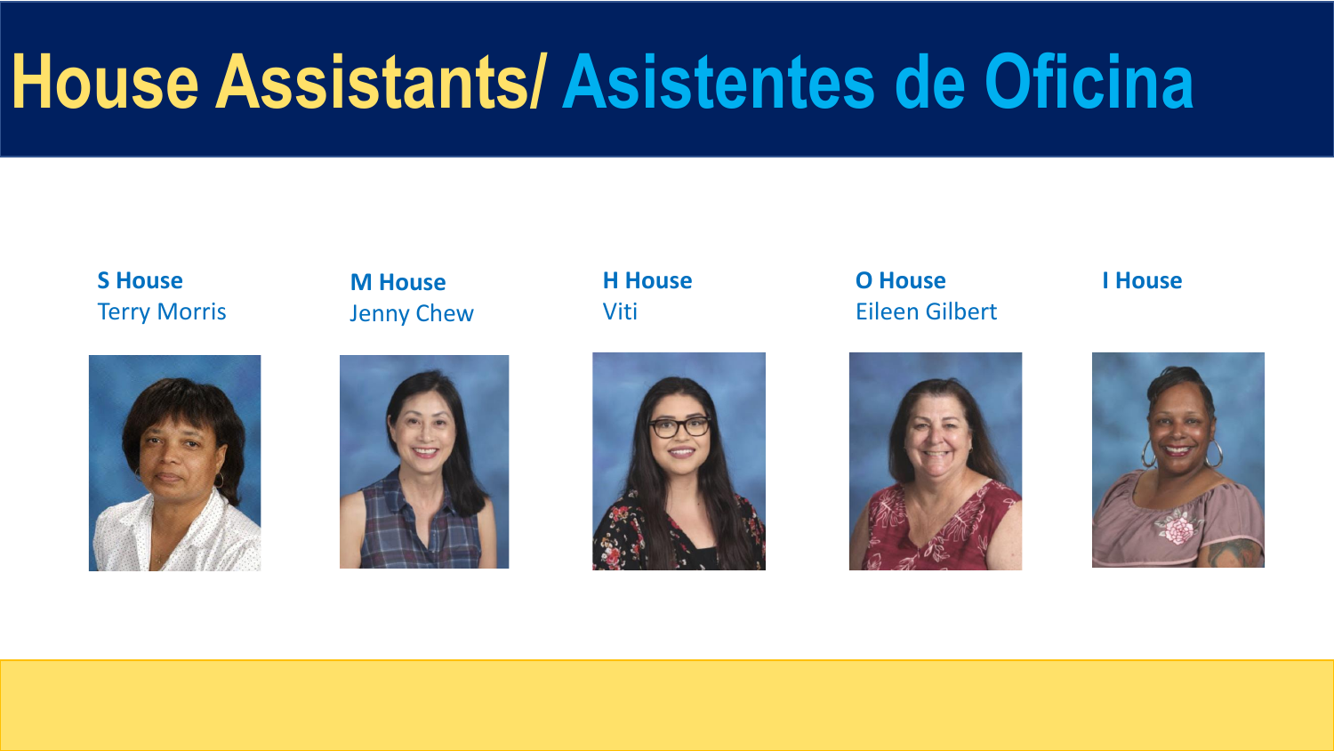# House Assistants/ Asistentes de Oficina

**S House**
Terry Morris

**M House**
Jenny Chew

**H House**
Viti

**O House**
Eileen Gilbert

**I House**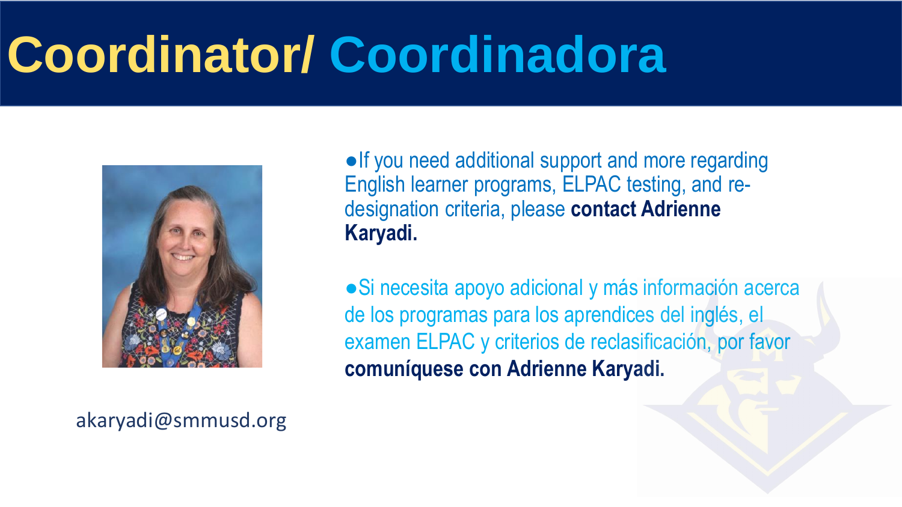# Coordinator/ Coordinadora

- If you need additional support and more regarding English learner programs, ELPAC testing, and re-designation criteria, please **contact Adrienne Karyadi.**

- Si necesita apoyo adicional y más información acerca de los programas para los aprendices del inglés, el examen ELPAC y criterios de reclasificación, por favor **comuníquese con Adrienne Karyadi.**

akaryadi@smmusd.org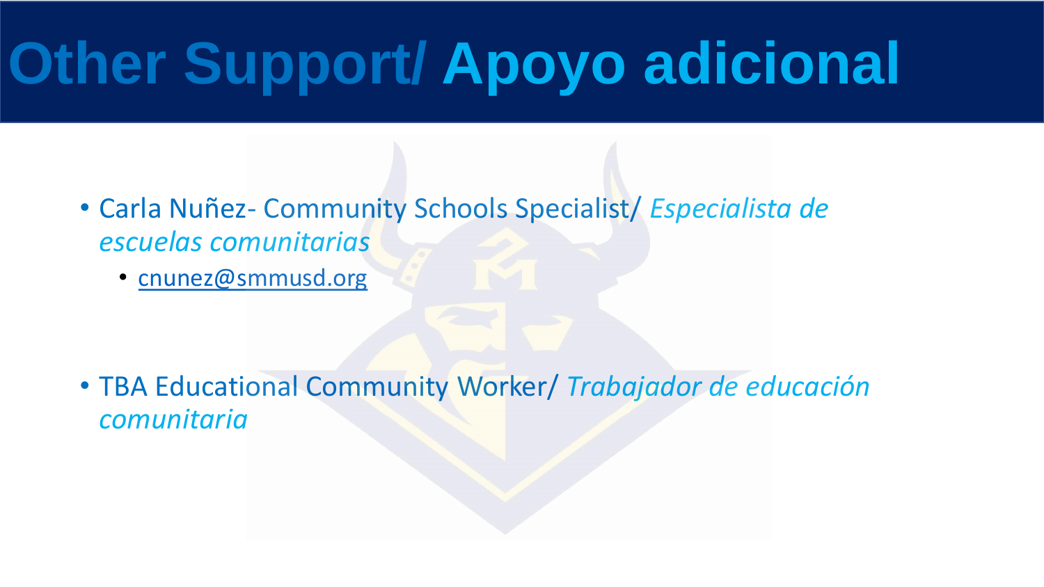# Other Support/ Apoyo adicional

- Carla Nuñez- Community Schools Specialist/ *Especialista de escuelas comunitarias*
  - cnunez@smmusd.org

- TBA Educational Community Worker/ *Trabajador de educación comunitaria*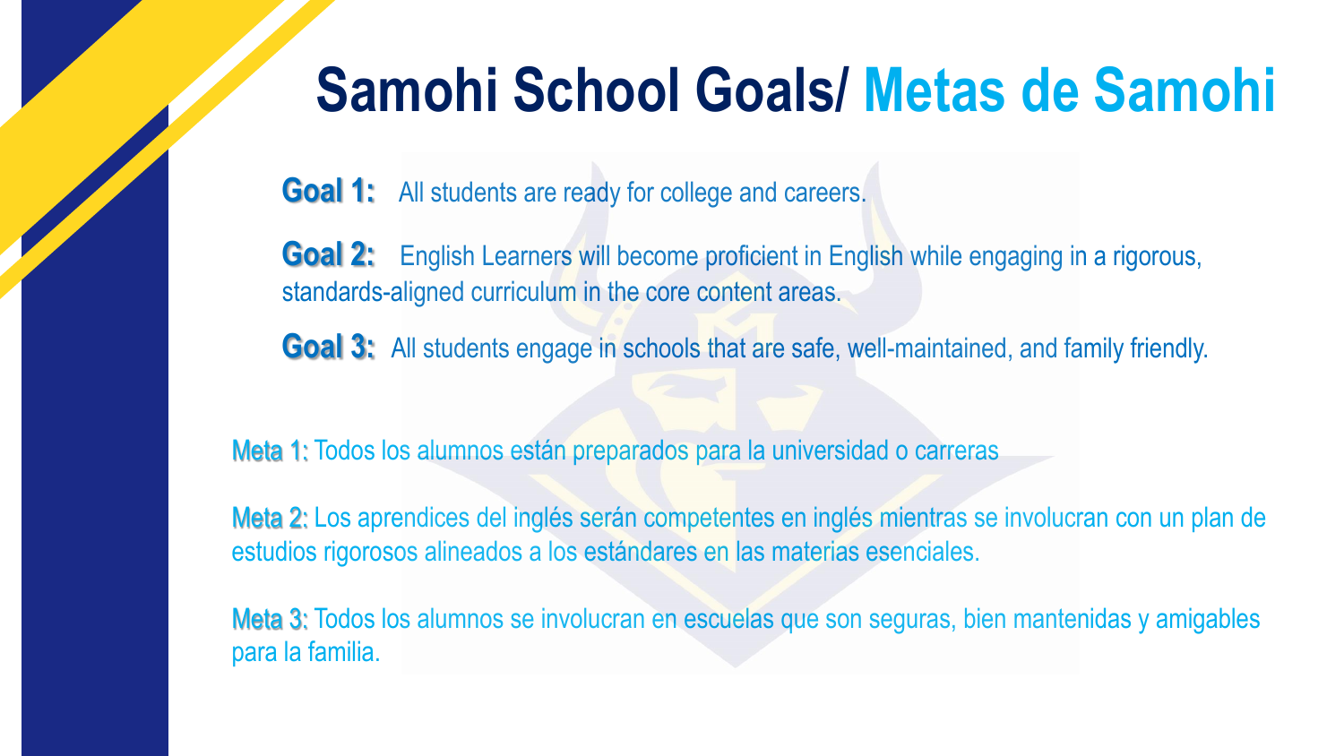# Samohi School Goals/ Metas de Samohi

**Goal 1:** All students are ready for college and careers.

**Goal 2:** English Learners will become proficient in English while engaging in a rigorous, standards-aligned curriculum in the core content areas.

**Goal 3:** All students engage in schools that are safe, well-maintained, and family friendly.

**Meta 1:** Todos los alumnos están preparados para la universidad o carreras

**Meta 2:** Los aprendices del inglés serán competentes en inglés mientras se involucran con un plan de estudios rigorosos alineados a los estándares en las materias esenciales.

**Meta 3:** Todos los alumnos se involucran en escuelas que son seguras, bien mantenidas y amigables para la familia.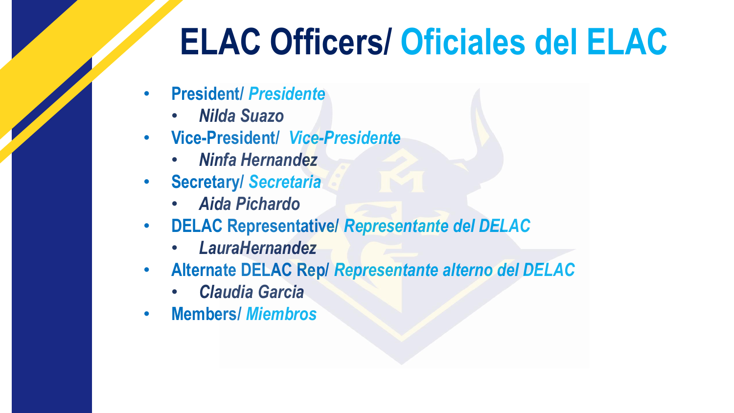# ELAC Officers/ Oficiales del ELAC

- **President/ *Presidente***
  - ***Nilda Suazo***
- **Vice-President/ *Vice-Presidente***
  - ***Ninfa Hernandez***
- **Secretary/ *Secretaria***
  - ***Aida Pichardo***
- **DELAC Representative/ *Representante del DELAC***
  - ***LauraHernandez***
- **Alternate DELAC Rep/ *Representante alterno del DELAC***
  - ***Claudia Garcia***
- **Members/ *Miembros***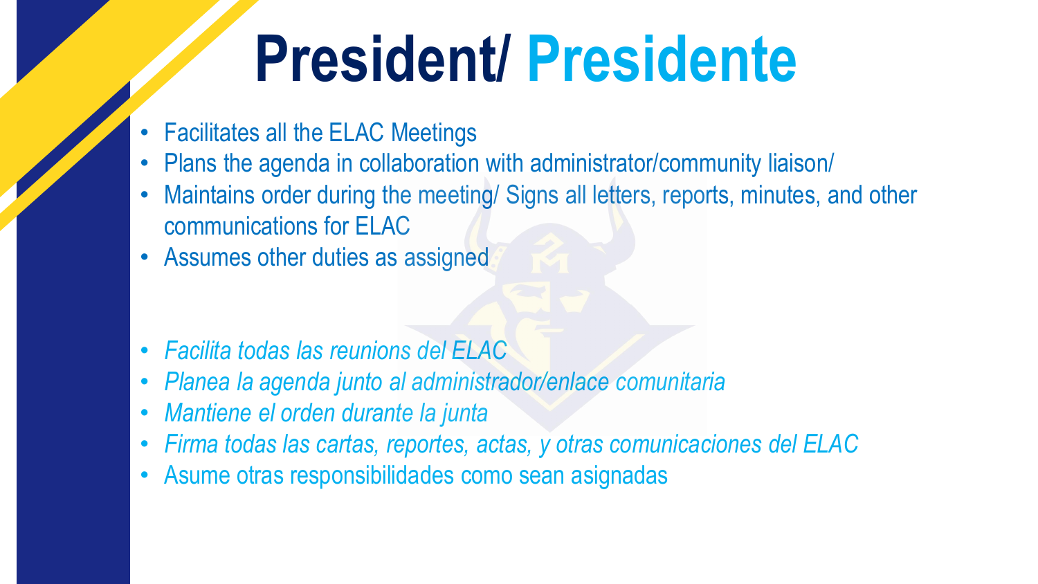# President/ Presidente

- Facilitates all the ELAC Meetings
- Plans the agenda in collaboration with administrator/community liaison/
- Maintains order during the meeting/ Signs all letters, reports, minutes, and other communications for ELAC
- Assumes other duties as assigned

- *Facilita todas las reunions del ELAC*
- *Planea la agenda junto al administrador/enlace comunitaria*
- *Mantiene el orden durante la junta*
- *Firma todas las cartas, reportes, actas, y otras comunicaciones del ELAC*
- Asume otras responsibilidades como sean asignadas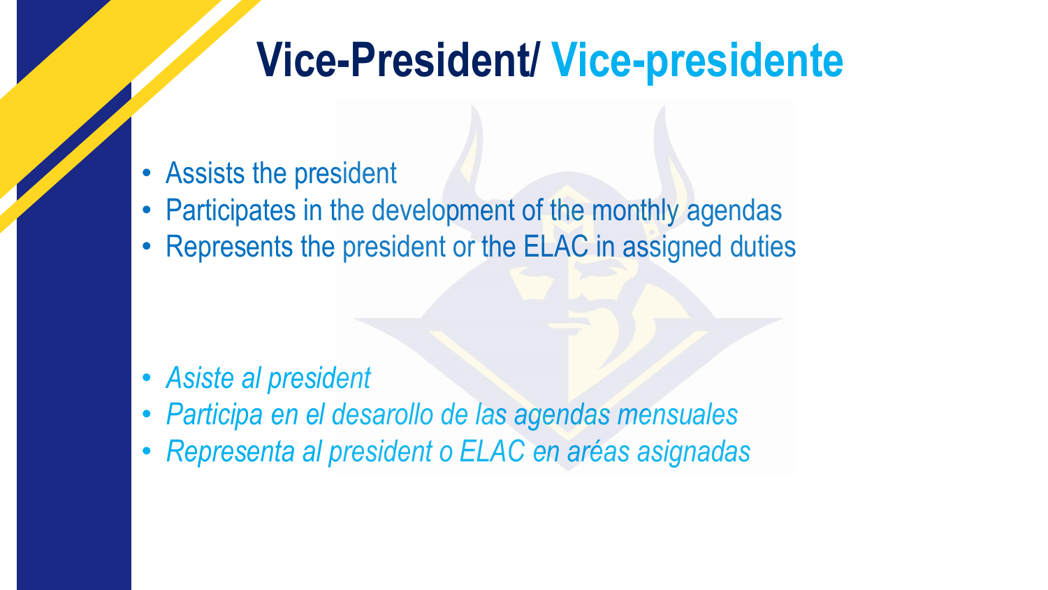# Vice-President/ Vice-presidente

- Assists the president
- Participates in the development of the monthly agendas
- Represents the president or the ELAC in assigned duties

- *Asiste al president*
- *Participa en el desarollo de las agendas mensuales*
- *Representa al president o ELAC en aréas asignadas*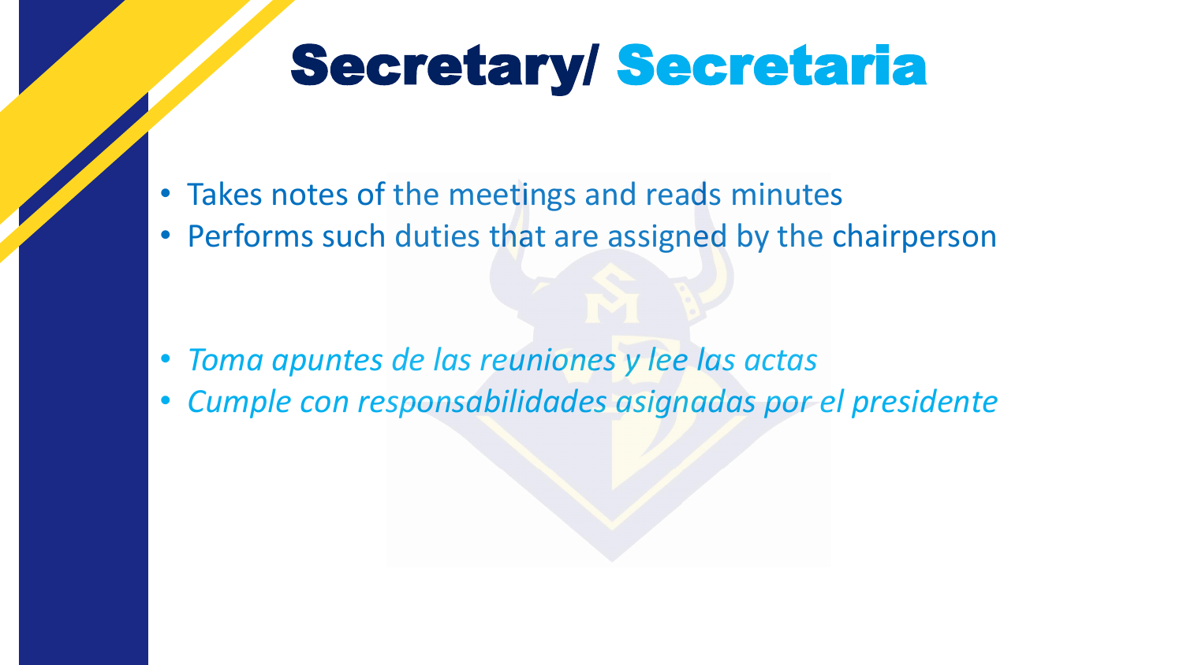# Secretary/ Secretaria

- Takes notes of the meetings and reads minutes
- Performs such duties that are assigned by the chairperson

- *Toma apuntes de las reuniones y lee las actas*
- *Cumple con responsabilidades asignadas por el presidente*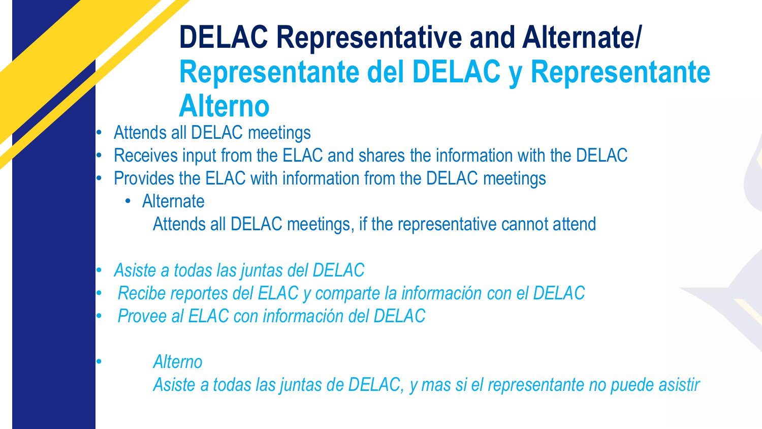# DELAC Representative and Alternate/ Representante del DELAC y Representante Alterno

- Attends all DELAC meetings
- Receives input from the ELAC and shares the information with the DELAC
- Provides the ELAC with information from the DELAC meetings
  - Alternate

    Attends all DELAC meetings, if the representative cannot attend

- *Asiste a todas las juntas del DELAC*
- *Recibe reportes del ELAC y comparte la información con el DELAC*
- *Provee al ELAC con información del DELAC*

- *Alterno*

  *Asiste a todas las juntas de DELAC, y mas si el representante no puede asistir*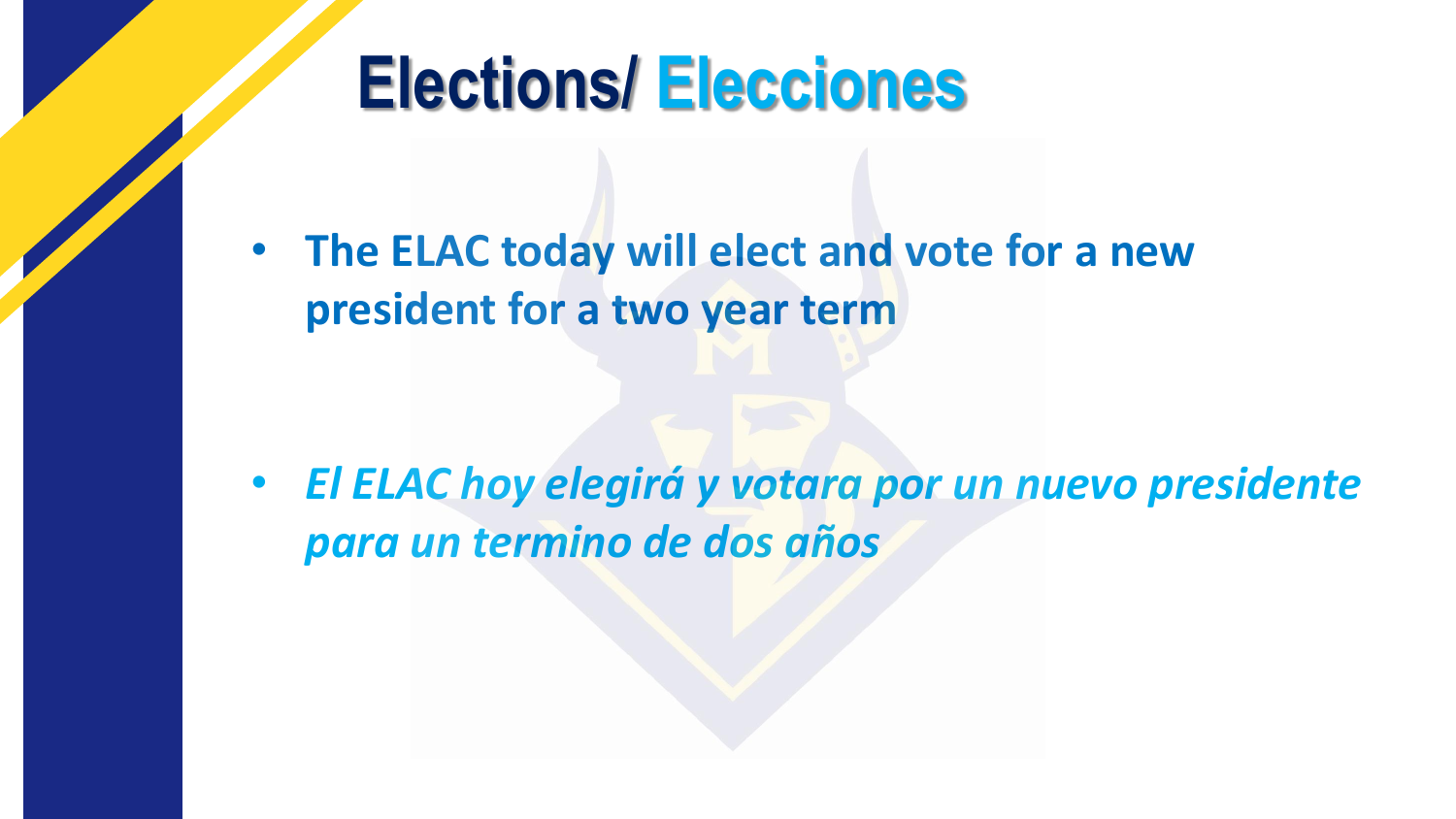# Elections/ Elecciones

- **The ELAC today will elect and vote for a new president for a two year term**

- ***El ELAC hoy elegirá y votara por un nuevo presidente para un termino de dos años***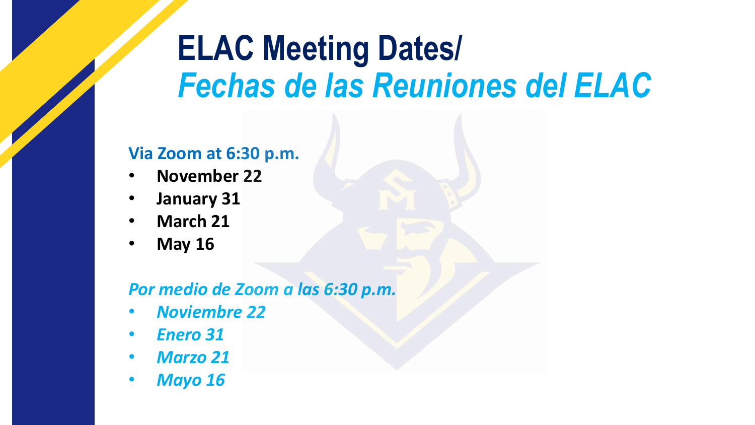# ELAC Meeting Dates/
# *Fechas de las Reuniones del ELAC*

**Via Zoom at 6:30 p.m.**

- **November 22**
- **January 31**
- **March 21**
- **May 16**

***Por medio de Zoom a las 6:30 p.m.***

- ***Noviembre 22***
- ***Enero 31***
- ***Marzo 21***
- ***Mayo 16***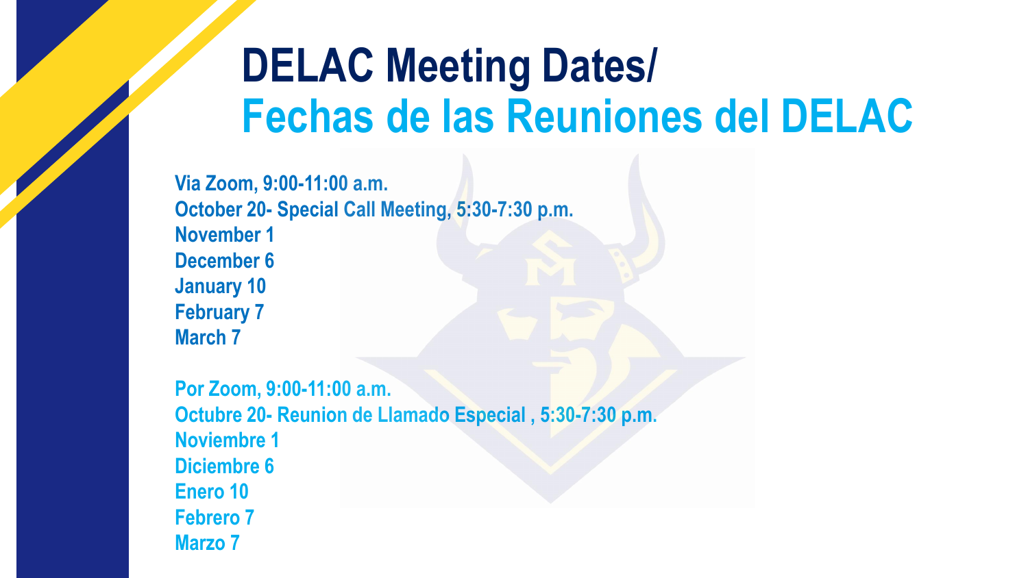# DELAC Meeting Dates/
# Fechas de las Reuniones del DELAC

**Via Zoom, 9:00-11:00 a.m.**
**October 20- Special Call Meeting, 5:30-7:30 p.m.**
**November 1**
**December 6**
**January 10**
**February 7**
**March 7**

**Por Zoom, 9:00-11:00 a.m.**
**Octubre 20- Reunion de Llamado Especial , 5:30-7:30 p.m.**
**Noviembre 1**
**Diciembre 6**
**Enero 10**
**Febrero 7**
**Marzo 7**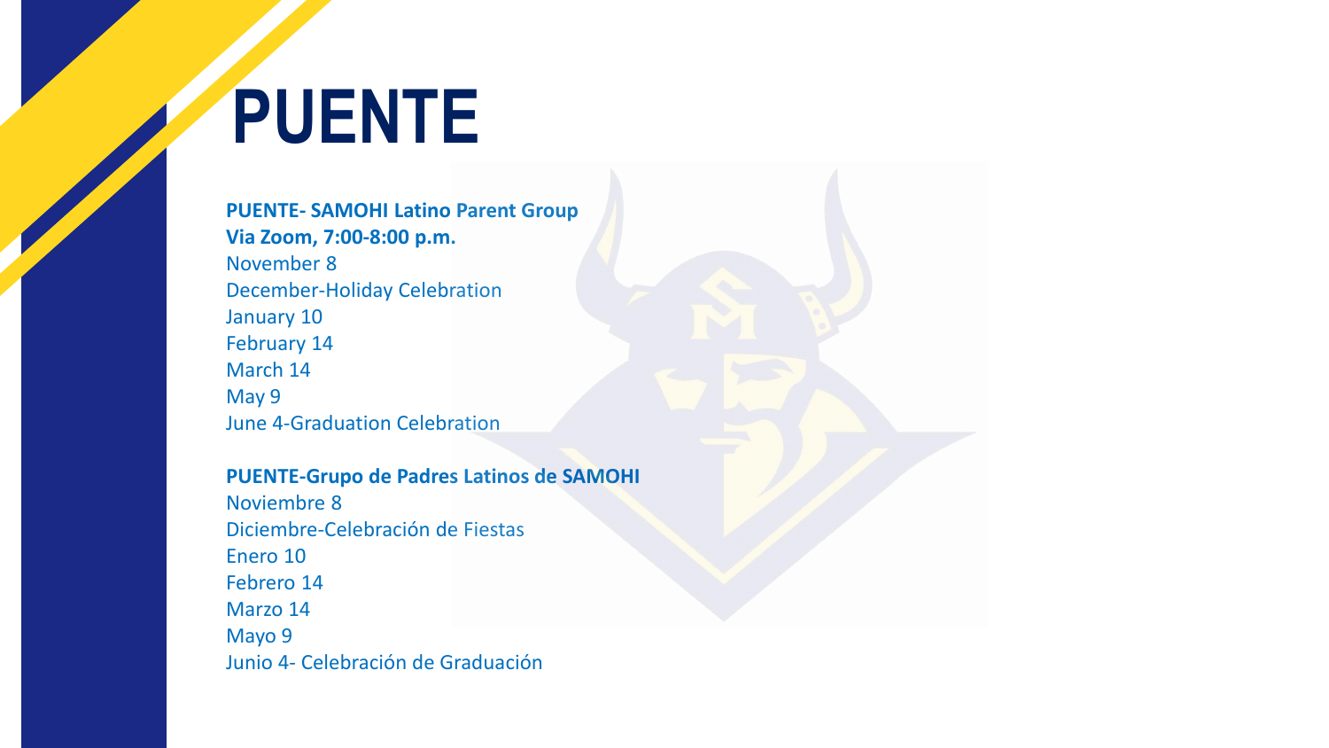# PUENTE

**PUENTE- SAMOHI Latino Parent Group**
**Via Zoom, 7:00-8:00 p.m.**
November 8
December-Holiday Celebration
January 10
February 14
March 14
May 9
June 4-Graduation Celebration

**PUENTE-Grupo de Padres Latinos de SAMOHI**
Noviembre 8
Diciembre-Celebración de Fiestas
Enero 10
Febrero 14
Marzo 14
Mayo 9
Junio 4- Celebración de Graduación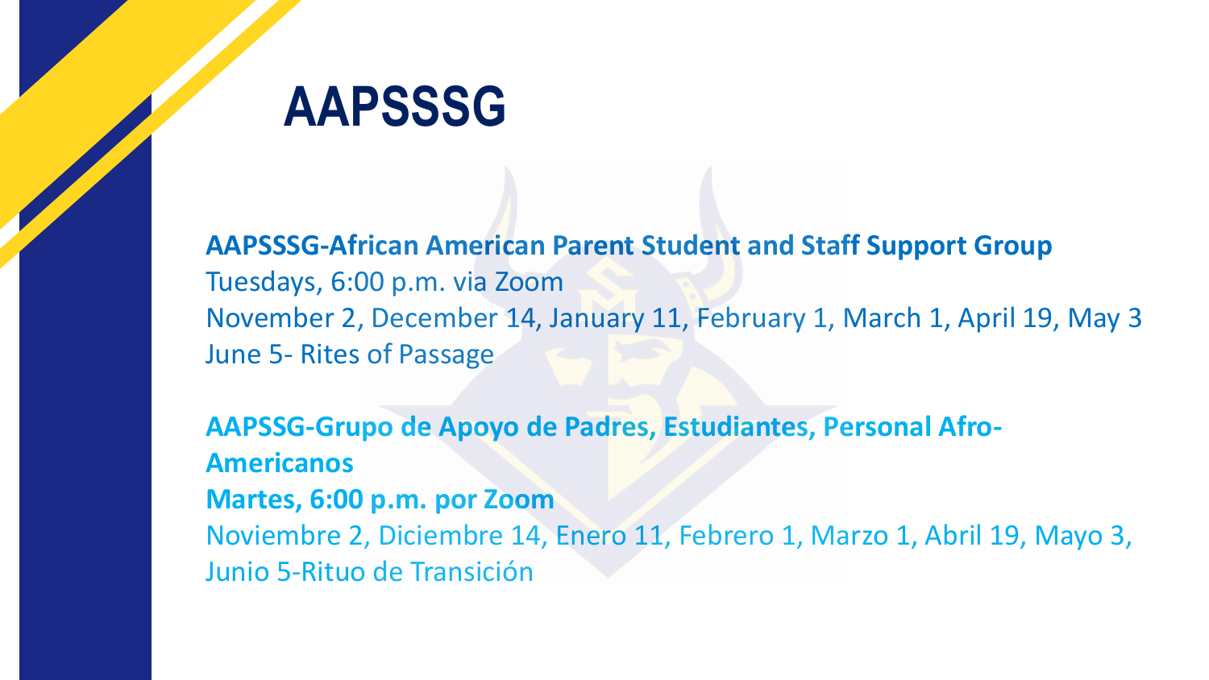# AAPSSSG

**AAPSSSG-African American Parent Student and Staff Support Group**
Tuesdays, 6:00 p.m. via Zoom
November 2, December 14, January 11, February 1, March 1, April 19, May 3
June 5- Rites of Passage

**AAPSSG-Grupo de Apoyo de Padres, Estudiantes, Personal Afro-Americanos**
**Martes, 6:00 p.m. por Zoom**
Noviembre 2, Diciembre 14, Enero 11, Febrero 1, Marzo 1, Abril 19, Mayo 3,
Junio 5-Rituo de Transición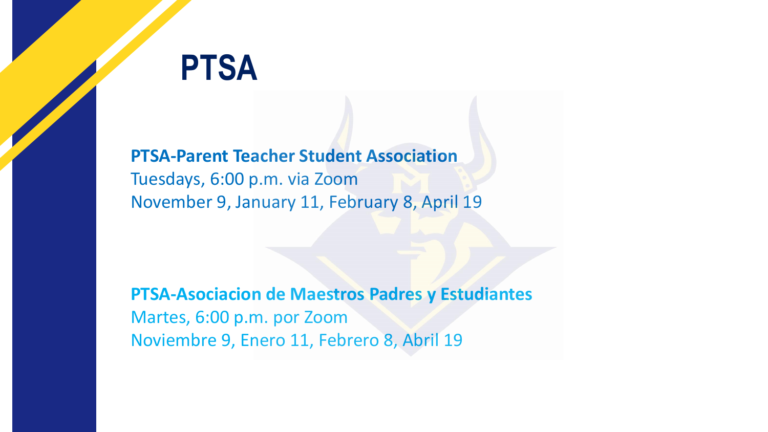# PTSA

**PTSA-Parent Teacher Student Association**
Tuesdays, 6:00 p.m. via Zoom
November 9, January 11, February 8, April 19

**PTSA-Asociacion de Maestros Padres y Estudiantes**
Martes, 6:00 p.m. por Zoom
Noviembre 9, Enero 11, Febrero 8, Abril 19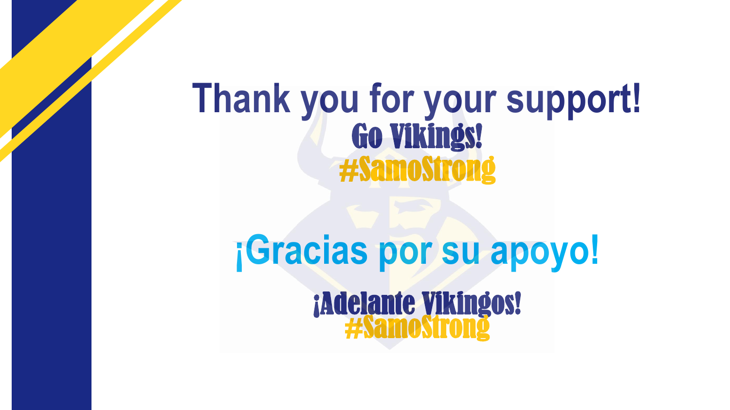# Thank you for your support!

Go Vikings!

#SamoStrong

# ¡Gracias por su apoyo!

¡Adelante Vikingos!

#SamoStrong